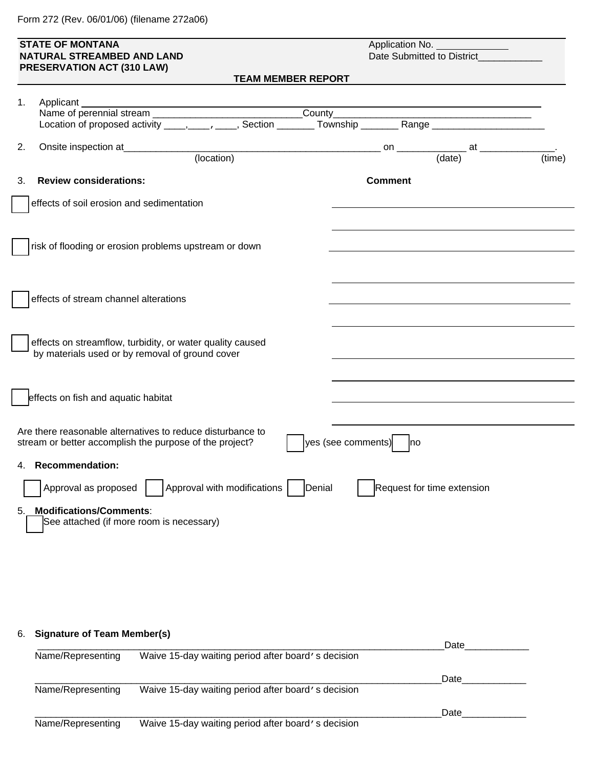Form 272 (Rev. 06/01/06) (filename 272a06)

**STATE OF MONTANA**
**NATURAL STREAMBED AND LAND PRESERVATION ACT (310 LAW)**

Application No. _____________
Date Submitted to District____________

**TEAM MEMBER REPORT**

1. Applicant ____________________________________________
   Name of perennial stream ___________________________County_____________________________________
   Location of proposed activity ____,____, ____, Section _______ Township _______ Range _____________________

2. Onsite inspection at_________________________________________________ on _____________ at ______________.
   (location) (date) (time)

3. **Review considerations:** **Comment**

☐ effects of soil erosion and sedimentation ____________________________________________

____________________________________________

☐ risk of flooding or erosion problems upstream or down ____________________________________________

____________________________________________

☐ effects of stream channel alterations ____________________________________________

____________________________________________

☐ effects on streamflow, turbidity, or water quality caused by materials used or by removal of ground cover ____________________________________________

____________________________________________

☐ effects on fish and aquatic habitat ____________________________________________

____________________________________________

Are there reasonable alternatives to reduce disturbance to stream or better accomplish the purpose of the project? ☐ yes (see comments) ☐ no

4. **Recommendation:**

☐ Approval as proposed ☐ Approval with modifications ☐ Denial ☐ Request for time extension

5. **Modifications/Comments**:
   ☐ See attached (if more room is necessary)

6. **Signature of Team Member(s)**

_____________________________________________________________________________Date____________
Name/Representing Waive 15-day waiting period after board's decision

_____________________________________________________________________________Date____________
Name/Representing Waive 15-day waiting period after board's decision

_____________________________________________________________________________Date____________
Name/Representing Waive 15-day waiting period after board's decision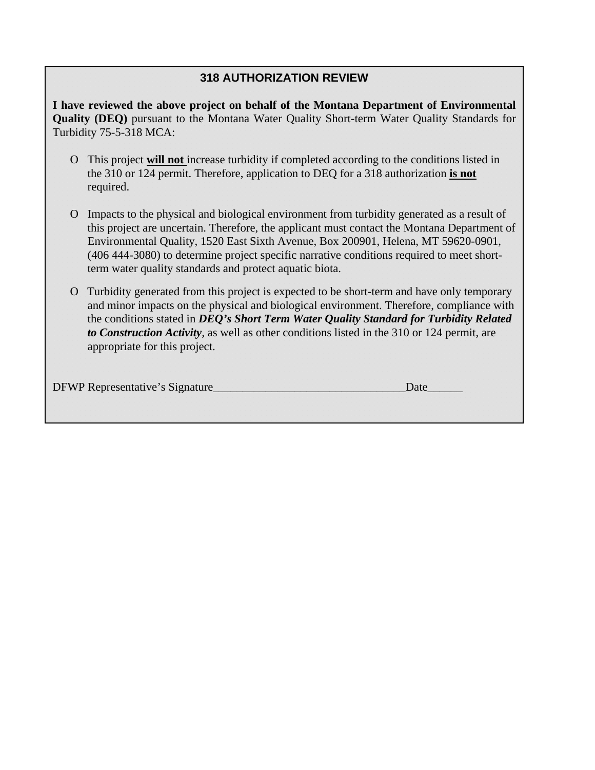## 318 AUTHORIZATION REVIEW

**I have reviewed the above project on behalf of the Montana Department of Environmental Quality (DEQ)** pursuant to the Montana Water Quality Short-term Water Quality Standards for Turbidity 75-5-318 MCA:

- O This project **will not** increase turbidity if completed according to the conditions listed in the 310 or 124 permit. Therefore, application to DEQ for a 318 authorization **is not** required.

- O Impacts to the physical and biological environment from turbidity generated as a result of this project are uncertain. Therefore, the applicant must contact the Montana Department of Environmental Quality, 1520 East Sixth Avenue, Box 200901, Helena, MT 59620-0901, (406 444-3080) to determine project specific narrative conditions required to meet short-term water quality standards and protect aquatic biota.

- O Turbidity generated from this project is expected to be short-term and have only temporary and minor impacts on the physical and biological environment. Therefore, compliance with the conditions stated in ***DEQ's Short Term Water Quality Standard for Turbidity Related to Construction Activity***, as well as other conditions listed in the 310 or 124 permit, are appropriate for this project.

DFWP Representative's Signature_________________________________Date______